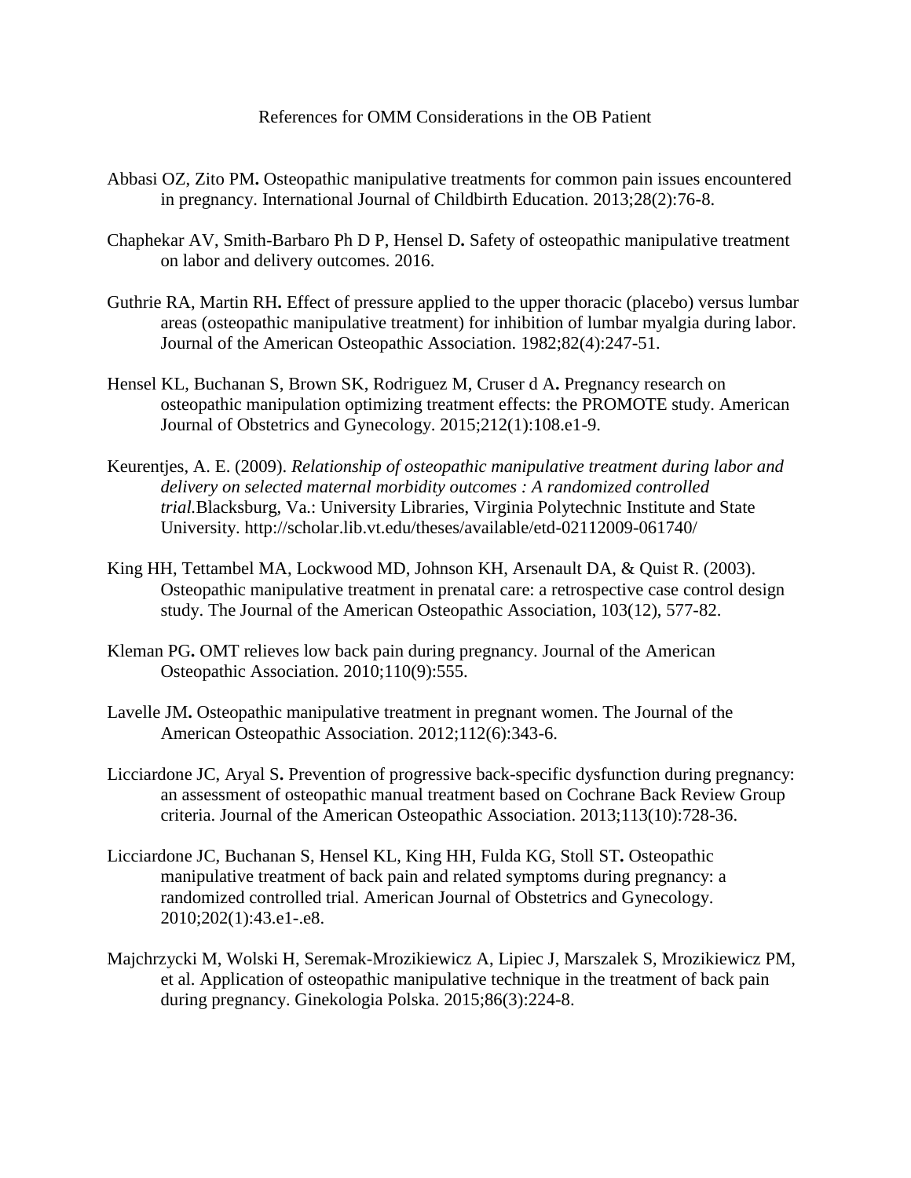References for OMM Considerations in the OB Patient

Abbasi OZ, Zito PM**.** Osteopathic manipulative treatments for common pain issues encountered in pregnancy. International Journal of Childbirth Education. 2013;28(2):76-8.

Chaphekar AV, Smith-Barbaro Ph D P, Hensel D**.** Safety of osteopathic manipulative treatment on labor and delivery outcomes. 2016.

Guthrie RA, Martin RH**.** Effect of pressure applied to the upper thoracic (placebo) versus lumbar areas (osteopathic manipulative treatment) for inhibition of lumbar myalgia during labor. Journal of the American Osteopathic Association. 1982;82(4):247-51.

Hensel KL, Buchanan S, Brown SK, Rodriguez M, Cruser d A**.** Pregnancy research on osteopathic manipulation optimizing treatment effects: the PROMOTE study. American Journal of Obstetrics and Gynecology. 2015;212(1):108.e1-9.

Keurentjes, A. E. (2009). *Relationship of osteopathic manipulative treatment during labor and delivery on selected maternal morbidity outcomes : A randomized controlled trial.*Blacksburg, Va.: University Libraries, Virginia Polytechnic Institute and State University. http://scholar.lib.vt.edu/theses/available/etd-02112009-061740/

King HH, Tettambel MA, Lockwood MD, Johnson KH, Arsenault DA, & Quist R. (2003). Osteopathic manipulative treatment in prenatal care: a retrospective case control design study. The Journal of the American Osteopathic Association, 103(12), 577-82.

Kleman PG**.** OMT relieves low back pain during pregnancy. Journal of the American Osteopathic Association. 2010;110(9):555.

Lavelle JM**.** Osteopathic manipulative treatment in pregnant women. The Journal of the American Osteopathic Association. 2012;112(6):343-6.

Licciardone JC, Aryal S**.** Prevention of progressive back-specific dysfunction during pregnancy: an assessment of osteopathic manual treatment based on Cochrane Back Review Group criteria. Journal of the American Osteopathic Association. 2013;113(10):728-36.

Licciardone JC, Buchanan S, Hensel KL, King HH, Fulda KG, Stoll ST**.** Osteopathic manipulative treatment of back pain and related symptoms during pregnancy: a randomized controlled trial. American Journal of Obstetrics and Gynecology. 2010;202(1):43.e1-.e8.

Majchrzycki M, Wolski H, Seremak-Mrozikiewicz A, Lipiec J, Marszalek S, Mrozikiewicz PM, et al. Application of osteopathic manipulative technique in the treatment of back pain during pregnancy. Ginekologia Polska. 2015;86(3):224-8.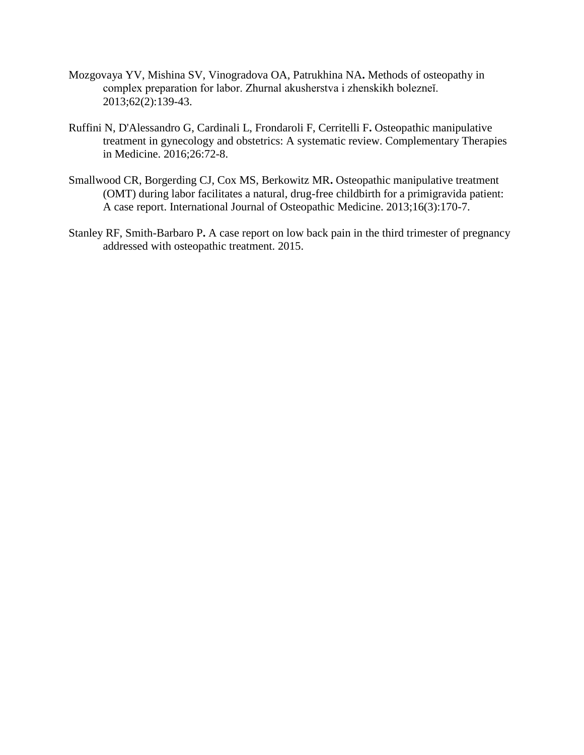Mozgovaya YV, Mishina SV, Vinogradova OA, Patrukhina NA**.** Methods of osteopathy in complex preparation for labor. Zhurnal akusherstva i zhenskikh bolezneĭ. 2013;62(2):139-43.

Ruffini N, D'Alessandro G, Cardinali L, Frondaroli F, Cerritelli F**.** Osteopathic manipulative treatment in gynecology and obstetrics: A systematic review. Complementary Therapies in Medicine. 2016;26:72-8.

Smallwood CR, Borgerding CJ, Cox MS, Berkowitz MR**.** Osteopathic manipulative treatment (OMT) during labor facilitates a natural, drug-free childbirth for a primigravida patient: A case report. International Journal of Osteopathic Medicine. 2013;16(3):170-7.

Stanley RF, Smith-Barbaro P**.** A case report on low back pain in the third trimester of pregnancy addressed with osteopathic treatment. 2015.